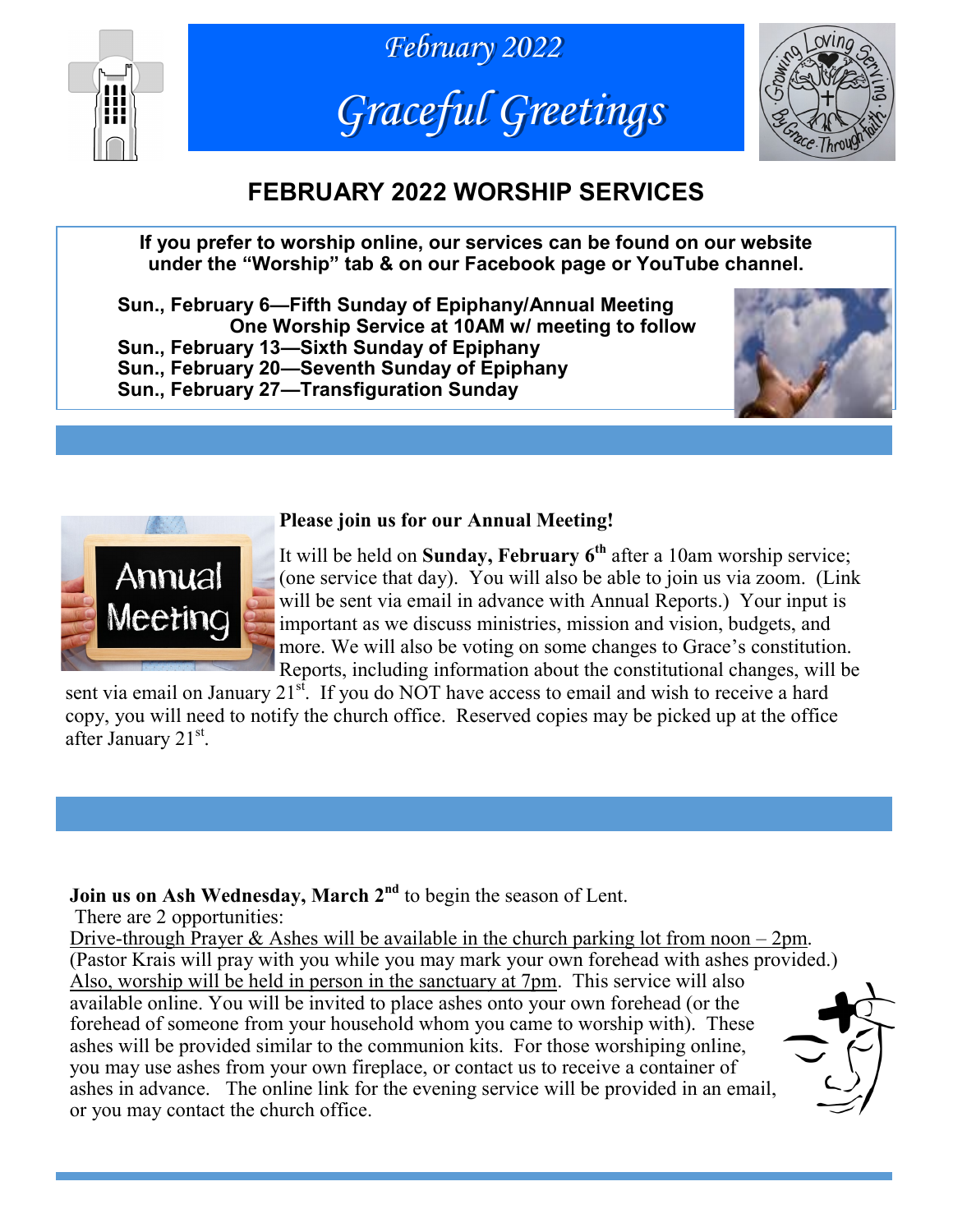February 2022

# Graceful Greetings

## FEBRUARY 2022 WORSHIP SERVICES

**If you prefer to worship online, our services can be found on our website under the "Worship" tab & on our Facebook page or YouTube channel.**

**Sun., February 6—Fifth Sunday of Epiphany/Annual Meeting**
**One Worship Service at 10AM w/ meeting to follow**
**Sun., February 13—Sixth Sunday of Epiphany**
**Sun., February 20—Seventh Sunday of Epiphany**
**Sun., February 27—Transfiguration Sunday**

**Please join us for our Annual Meeting!**

It will be held on **Sunday, February 6th** after a 10am worship service; (one service that day). You will also be able to join us via zoom. (Link will be sent via email in advance with Annual Reports.) Your input is important as we discuss ministries, mission and vision, budgets, and more. We will also be voting on some changes to Grace's constitution. Reports, including information about the constitutional changes, will be sent via email on January 21st. If you do NOT have access to email and wish to receive a hard copy, you will need to notify the church office. Reserved copies may be picked up at the office after January 21st.

**Join us on Ash Wednesday, March 2nd** to begin the season of Lent.
There are 2 opportunities:
Drive-through Prayer & Ashes will be available in the church parking lot from noon – 2pm. (Pastor Krais will pray with you while you may mark your own forehead with ashes provided.)
Also, worship will be held in person in the sanctuary at 7pm. This service will also available online. You will be invited to place ashes onto your own forehead (or the forehead of someone from your household whom you came to worship with). These ashes will be provided similar to the communion kits. For those worshiping online, you may use ashes from your own fireplace, or contact us to receive a container of ashes in advance. The online link for the evening service will be provided in an email, or you may contact the church office.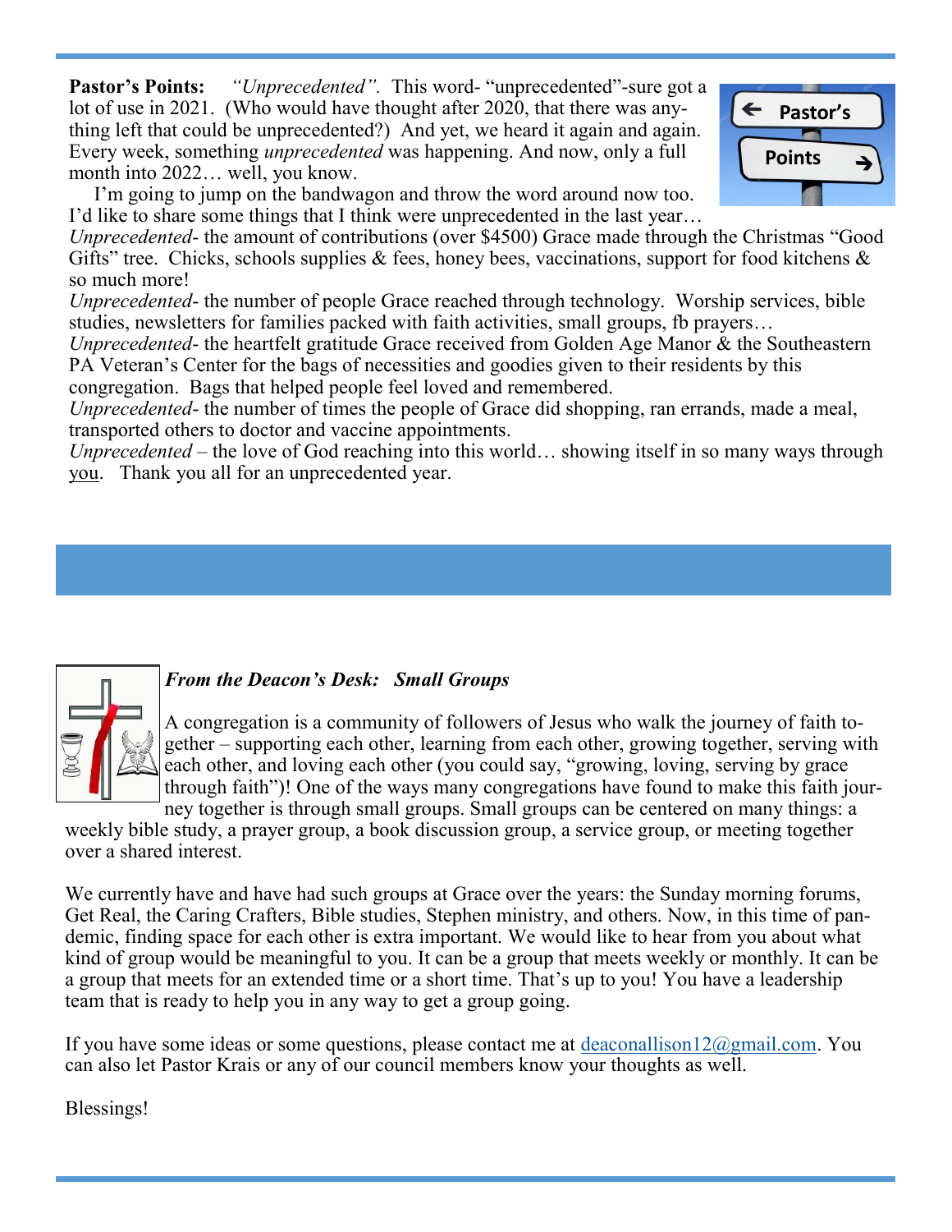**Pastor's Points:** *"Unprecedented".* This word- "unprecedented"-sure got a lot of use in 2021. (Who would have thought after 2020, that there was anything left that could be unprecedented?) And yet, we heard it again and again. Every week, something *unprecedented* was happening. And now, only a full month into 2022… well, you know.

I'm going to jump on the bandwagon and throw the word around now too. I'd like to share some things that I think were unprecedented in the last year…

*Unprecedented*- the amount of contributions (over $4500) Grace made through the Christmas "Good Gifts" tree. Chicks, schools supplies & fees, honey bees, vaccinations, support for food kitchens & so much more!

*Unprecedented*- the number of people Grace reached through technology. Worship services, bible studies, newsletters for families packed with faith activities, small groups, fb prayers…

*Unprecedented*- the heartfelt gratitude Grace received from Golden Age Manor & the Southeastern PA Veteran's Center for the bags of necessities and goodies given to their residents by this congregation. Bags that helped people feel loved and remembered.

*Unprecedented*- the number of times the people of Grace did shopping, ran errands, made a meal, transported others to doctor and vaccine appointments.

*Unprecedented* – the love of God reaching into this world… showing itself in so many ways through you. Thank you all for an unprecedented year.

***From the Deacon's Desk: Small Groups***

A congregation is a community of followers of Jesus who walk the journey of faith together – supporting each other, learning from each other, growing together, serving with each other, and loving each other (you could say, "growing, loving, serving by grace through faith")! One of the ways many congregations have found to make this faith journey together is through small groups. Small groups can be centered on many things: a weekly bible study, a prayer group, a book discussion group, a service group, or meeting together over a shared interest.

We currently have and have had such groups at Grace over the years: the Sunday morning forums, Get Real, the Caring Crafters, Bible studies, Stephen ministry, and others. Now, in this time of pandemic, finding space for each other is extra important. We would like to hear from you about what kind of group would be meaningful to you. It can be a group that meets weekly or monthly. It can be a group that meets for an extended time or a short time. That's up to you! You have a leadership team that is ready to help you in any way to get a group going.

If you have some ideas or some questions, please contact me at deaconallison12@gmail.com. You can also let Pastor Krais or any of our council members know your thoughts as well.

Blessings!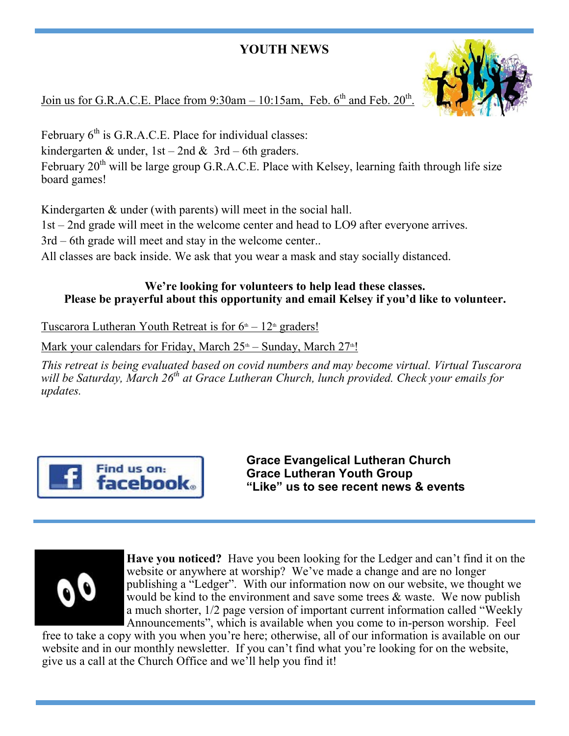## YOUTH NEWS

Join us for G.R.A.C.E. Place from 9:30am – 10:15am, Feb. 6th and Feb. 20th.

February 6th is G.R.A.C.E. Place for individual classes:
kindergarten & under, 1st – 2nd & 3rd – 6th graders.
February 20th will be large group G.R.A.C.E. Place with Kelsey, learning faith through life size board games!

Kindergarten & under (with parents) will meet in the social hall.
1st – 2nd grade will meet in the welcome center and head to LO9 after everyone arrives.
3rd – 6th grade will meet and stay in the welcome center..
All classes are back inside. We ask that you wear a mask and stay socially distanced.

**We're looking for volunteers to help lead these classes.**
**Please be prayerful about this opportunity and email Kelsey if you'd like to volunteer.**

Tuscarora Lutheran Youth Retreat is for 6th – 12th graders!

Mark your calendars for Friday, March 25th – Sunday, March 27th!

*This retreat is being evaluated based on covid numbers and may become virtual. Virtual Tuscarora will be Saturday, March 26th at Grace Lutheran Church, lunch provided. Check your emails for updates.*

Find us on: facebook

**Grace Evangelical Lutheran Church**
**Grace Lutheran Youth Group**
**"Like" us to see recent news & events**

---

**Have you noticed?** Have you been looking for the Ledger and can't find it on the website or anywhere at worship? We've made a change and are no longer publishing a "Ledger". With our information now on our website, we thought we would be kind to the environment and save some trees & waste. We now publish a much shorter, 1/2 page version of important current information called "Weekly Announcements", which is available when you come to in-person worship. Feel free to take a copy with you when you're here; otherwise, all of our information is available on our website and in our monthly newsletter. If you can't find what you're looking for on the website, give us a call at the Church Office and we'll help you find it!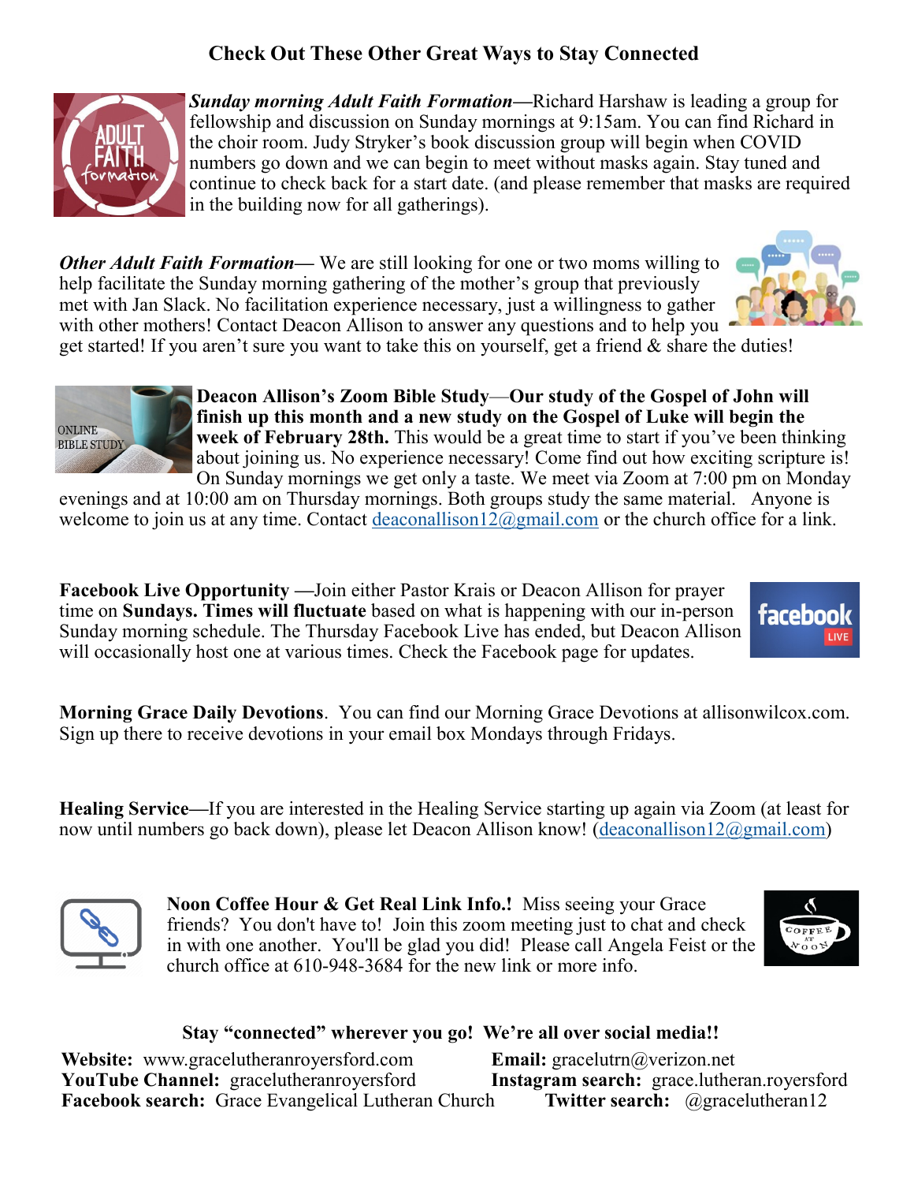## Check Out These Other Great Ways to Stay Connected

***Sunday morning Adult Faith Formation***—Richard Harshaw is leading a group for fellowship and discussion on Sunday mornings at 9:15am. You can find Richard in the choir room. Judy Stryker's book discussion group will begin when COVID numbers go down and we can begin to meet without masks again. Stay tuned and continue to check back for a start date. (and please remember that masks are required in the building now for all gatherings).

***Other Adult Faith Formation***— We are still looking for one or two moms willing to help facilitate the Sunday morning gathering of the mother's group that previously met with Jan Slack. No facilitation experience necessary, just a willingness to gather with other mothers! Contact Deacon Allison to answer any questions and to help you get started! If you aren't sure you want to take this on yourself, get a friend & share the duties!

**Deacon Allison's Zoom Bible Study**—**Our study of the Gospel of John will finish up this month and a new study on the Gospel of Luke will begin the week of February 28th.** This would be a great time to start if you've been thinking about joining us. No experience necessary! Come find out how exciting scripture is! On Sunday mornings we get only a taste. We meet via Zoom at 7:00 pm on Monday evenings and at 10:00 am on Thursday mornings. Both groups study the same material. Anyone is welcome to join us at any time. Contact deaconallison12@gmail.com or the church office for a link.

**Facebook Live Opportunity** —Join either Pastor Krais or Deacon Allison for prayer time on **Sundays. Times will fluctuate** based on what is happening with our in-person Sunday morning schedule. The Thursday Facebook Live has ended, but Deacon Allison will occasionally host one at various times. Check the Facebook page for updates.

**Morning Grace Daily Devotions**. You can find our Morning Grace Devotions at allisonwilcox.com. Sign up there to receive devotions in your email box Mondays through Fridays.

**Healing Service**—If you are interested in the Healing Service starting up again via Zoom (at least for now until numbers go back down), please let Deacon Allison know! (deaconallison12@gmail.com)

**Noon Coffee Hour & Get Real Link Info.!** Miss seeing your Grace friends? You don't have to! Join this zoom meeting just to chat and check in with one another. You'll be glad you did! Please call Angela Feist or the church office at 610-948-3684 for the new link or more info.

**Stay "connected" wherever you go! We're all over social media!!**

**Website:** www.gracelutheranroyersford.com
**Email:** gracelutrn@verizon.net
**YouTube Channel:** gracelutheranroyersford
**Instagram search:** grace.lutheran.royersford
**Facebook search:** Grace Evangelical Lutheran Church
**Twitter search:** @gracelutheran12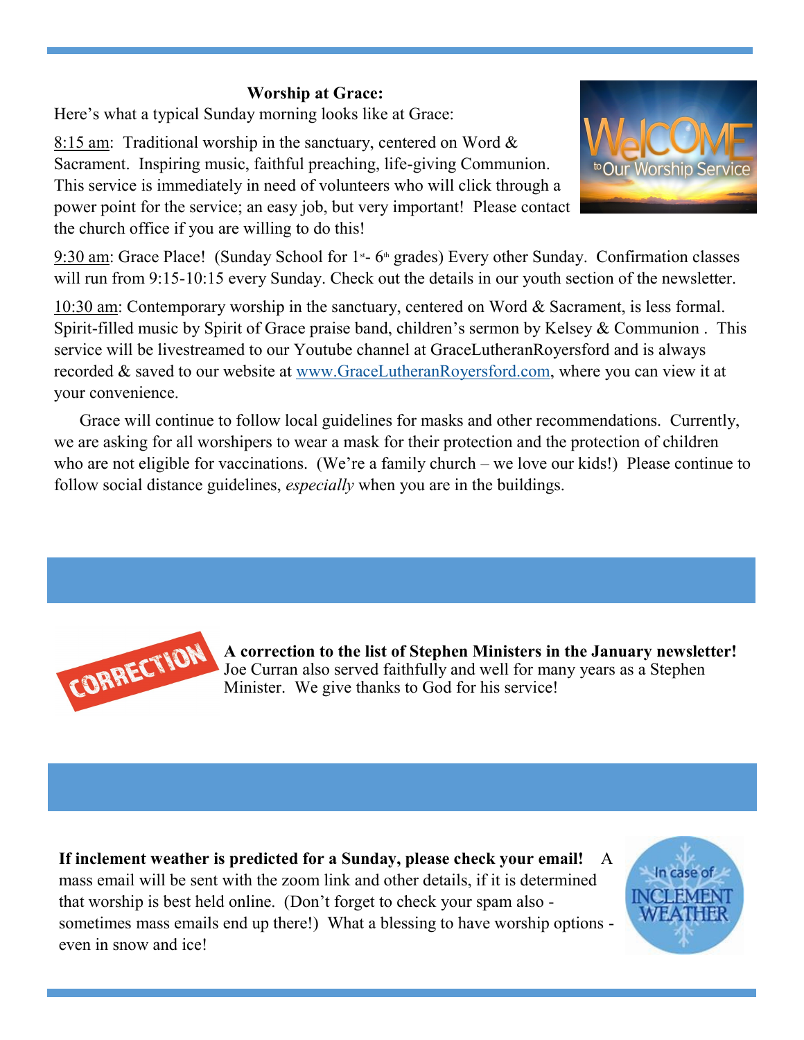**Worship at Grace:**

Here's what a typical Sunday morning looks like at Grace:

8:15 am: Traditional worship in the sanctuary, centered on Word & Sacrament. Inspiring music, faithful preaching, life-giving Communion. This service is immediately in need of volunteers who will click through a power point for the service; an easy job, but very important! Please contact the church office if you are willing to do this!

9:30 am: Grace Place! (Sunday School for 1st- 6th grades) Every other Sunday. Confirmation classes will run from 9:15-10:15 every Sunday. Check out the details in our youth section of the newsletter.

10:30 am: Contemporary worship in the sanctuary, centered on Word & Sacrament, is less formal. Spirit-filled music by Spirit of Grace praise band, children's sermon by Kelsey & Communion . This service will be livestreamed to our Youtube channel at GraceLutheranRoyersford and is always recorded & saved to our website at www.GraceLutheranRoyersford.com, where you can view it at your convenience.

Grace will continue to follow local guidelines for masks and other recommendations. Currently, we are asking for all worshipers to wear a mask for their protection and the protection of children who are not eligible for vaccinations. (We're a family church – we love our kids!) Please continue to follow social distance guidelines, *especially* when you are in the buildings.

**A correction to the list of Stephen Ministers in the January newsletter!** Joe Curran also served faithfully and well for many years as a Stephen Minister. We give thanks to God for his service!

**If inclement weather is predicted for a Sunday, please check your email!** A mass email will be sent with the zoom link and other details, if it is determined that worship is best held online. (Don't forget to check your spam also - sometimes mass emails end up there!) What a blessing to have worship options - even in snow and ice!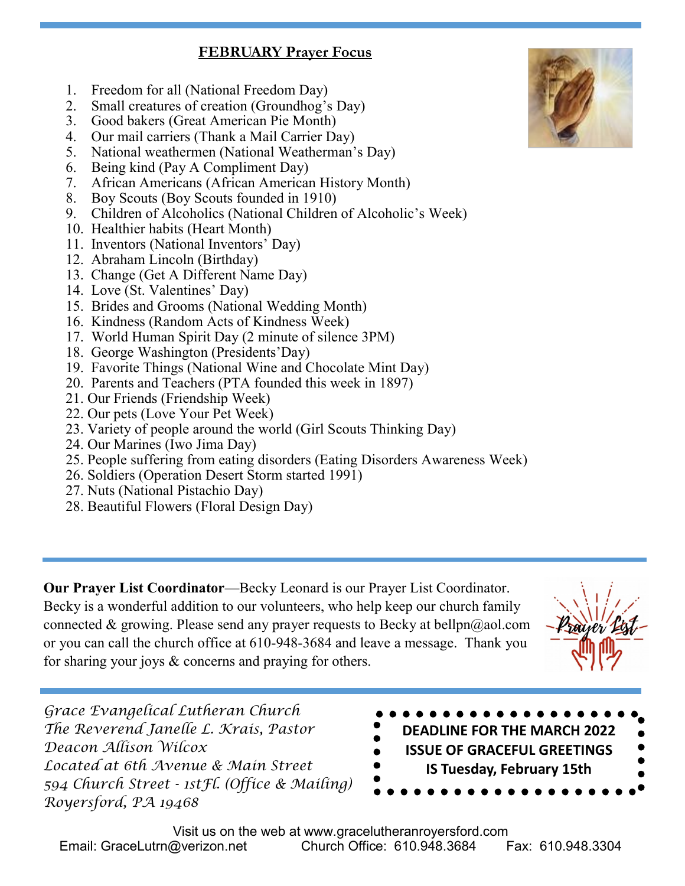## FEBRUARY Prayer Focus

1. Freedom for all (National Freedom Day)
2. Small creatures of creation (Groundhog's Day)
3. Good bakers (Great American Pie Month)
4. Our mail carriers (Thank a Mail Carrier Day)
5. National weathermen (National Weatherman's Day)
6. Being kind (Pay A Compliment Day)
7. African Americans (African American History Month)
8. Boy Scouts (Boy Scouts founded in 1910)
9. Children of Alcoholics (National Children of Alcoholic's Week)
10. Healthier habits (Heart Month)
11. Inventors (National Inventors' Day)
12. Abraham Lincoln (Birthday)
13. Change (Get A Different Name Day)
14. Love (St. Valentines' Day)
15. Brides and Grooms (National Wedding Month)
16. Kindness (Random Acts of Kindness Week)
17. World Human Spirit Day (2 minute of silence 3PM)
18. George Washington (Presidents'Day)
19. Favorite Things (National Wine and Chocolate Mint Day)
20. Parents and Teachers (PTA founded this week in 1897)
21. Our Friends (Friendship Week)
22. Our pets (Love Your Pet Week)
23. Variety of people around the world (Girl Scouts Thinking Day)
24. Our Marines (Iwo Jima Day)
25. People suffering from eating disorders (Eating Disorders Awareness Week)
26. Soldiers (Operation Desert Storm started 1991)
27. Nuts (National Pistachio Day)
28. Beautiful Flowers (Floral Design Day)

---

**Our Prayer List Coordinator**—Becky Leonard is our Prayer List Coordinator. Becky is a wonderful addition to our volunteers, who help keep our church family connected & growing. Please send any prayer requests to Becky at bellpn@aol.com or you can call the church office at 610-948-3684 and leave a message. Thank you for sharing your joys & concerns and praying for others.

Prayer List

---

*Grace Evangelical Lutheran Church*
*The Reverend Janelle L. Krais, Pastor*
*Deacon Allison Wilcox*
*Located at 6th Avenue & Main Street*
*594 Church Street - 1st Fl. (Office & Mailing)*
*Royersford, PA 19468*

**DEADLINE FOR THE MARCH 2022 ISSUE OF GRACEFUL GREETINGS IS Tuesday, February 15th**

Visit us on the web at www.gracelutheranroyersford.com

Email: GraceLutrn@verizon.net Church Office: 610.948.3684 Fax: 610.948.3304